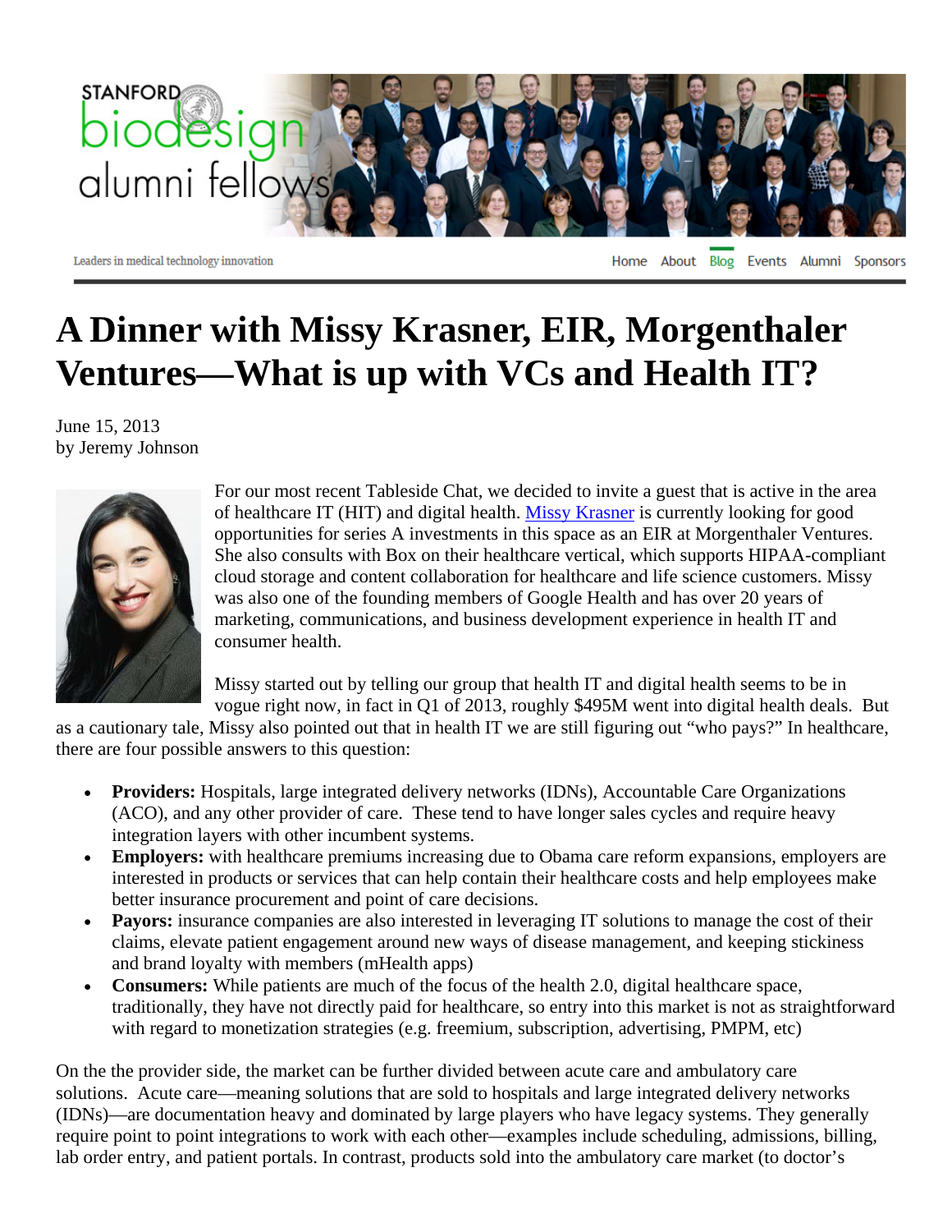Leaders in medical technology innovation

Home About Blog Events Alumni Sponsors

# A Dinner with Missy Krasner, EIR, Morgenthaler Ventures—What is up with VCs and Health IT?

June 15, 2013
by Jeremy Johnson

For our most recent Tableside Chat, we decided to invite a guest that is active in the area of healthcare IT (HIT) and digital health. [Missy Krasner] is currently looking for good opportunities for series A investments in this space as an EIR at Morgenthaler Ventures. She also consults with Box on their healthcare vertical, which supports HIPAA-compliant cloud storage and content collaboration for healthcare and life science customers. Missy was also one of the founding members of Google Health and has over 20 years of marketing, communications, and business development experience in health IT and consumer health.

Missy started out by telling our group that health IT and digital health seems to be in vogue right now, in fact in Q1 of 2013, roughly $495M went into digital health deals. But as a cautionary tale, Missy also pointed out that in health IT we are still figuring out "who pays?" In healthcare, there are four possible answers to this question:

- **Providers:** Hospitals, large integrated delivery networks (IDNs), Accountable Care Organizations (ACO), and any other provider of care. These tend to have longer sales cycles and require heavy integration layers with other incumbent systems.
- **Employers:** with healthcare premiums increasing due to Obama care reform expansions, employers are interested in products or services that can help contain their healthcare costs and help employees make better insurance procurement and point of care decisions.
- **Payors:** insurance companies are also interested in leveraging IT solutions to manage the cost of their claims, elevate patient engagement around new ways of disease management, and keeping stickiness and brand loyalty with members (mHealth apps)
- **Consumers:** While patients are much of the focus of the health 2.0, digital healthcare space, traditionally, they have not directly paid for healthcare, so entry into this market is not as straightforward with regard to monetization strategies (e.g. freemium, subscription, advertising, PMPM, etc)

On the the provider side, the market can be further divided between acute care and ambulatory care solutions. Acute care—meaning solutions that are sold to hospitals and large integrated delivery networks (IDNs)—are documentation heavy and dominated by large players who have legacy systems. They generally require point to point integrations to work with each other—examples include scheduling, admissions, billing, lab order entry, and patient portals. In contrast, products sold into the ambulatory care market (to doctor's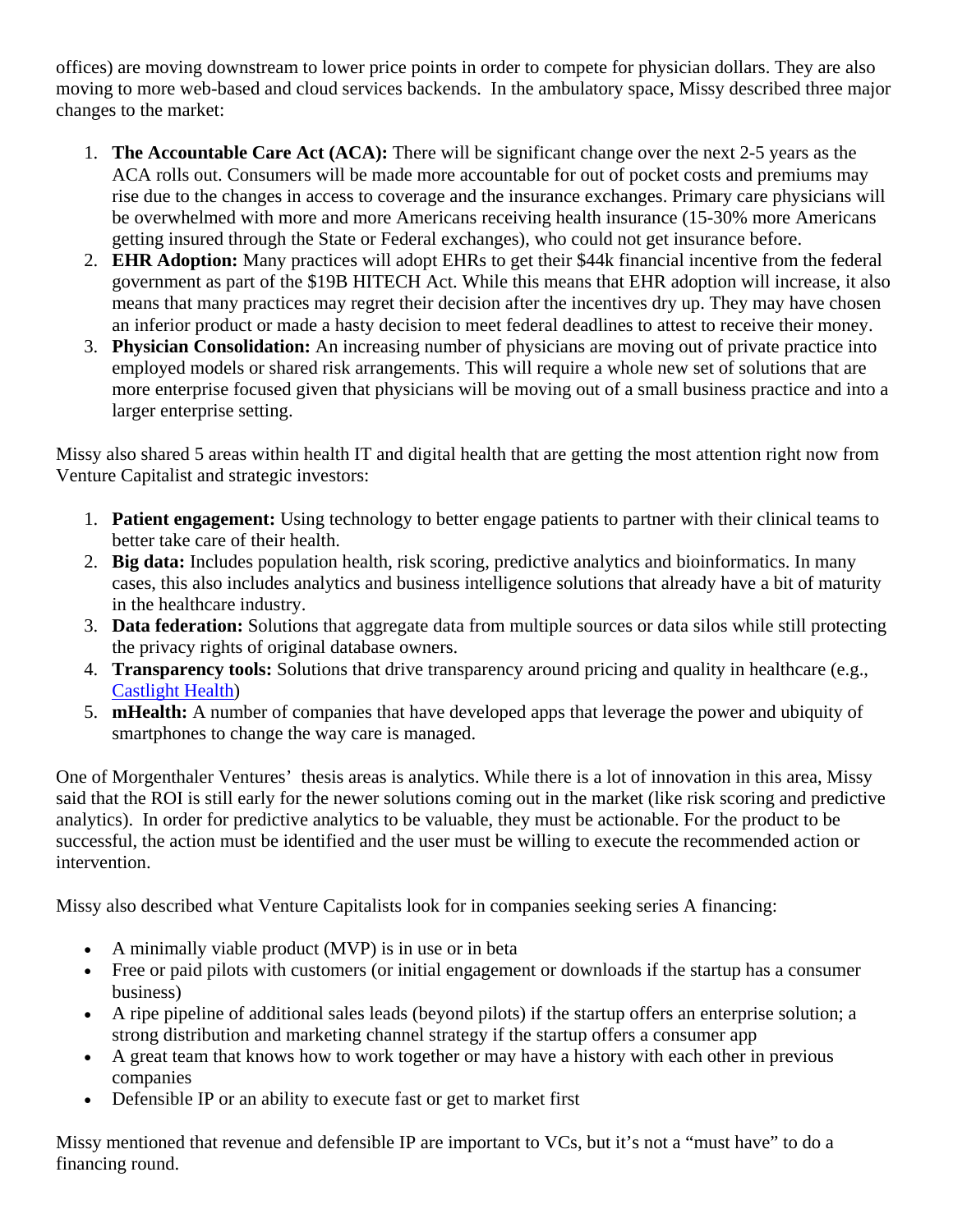offices) are moving downstream to lower price points in order to compete for physician dollars. They are also moving to more web-based and cloud services backends. In the ambulatory space, Missy described three major changes to the market:

1. **The Accountable Care Act (ACA):** There will be significant change over the next 2-5 years as the ACA rolls out. Consumers will be made more accountable for out of pocket costs and premiums may rise due to the changes in access to coverage and the insurance exchanges. Primary care physicians will be overwhelmed with more and more Americans receiving health insurance (15-30% more Americans getting insured through the State or Federal exchanges), who could not get insurance before.
2. **EHR Adoption:** Many practices will adopt EHRs to get their $44k financial incentive from the federal government as part of the $19B HITECH Act. While this means that EHR adoption will increase, it also means that many practices may regret their decision after the incentives dry up. They may have chosen an inferior product or made a hasty decision to meet federal deadlines to attest to receive their money.
3. **Physician Consolidation:** An increasing number of physicians are moving out of private practice into employed models or shared risk arrangements. This will require a whole new set of solutions that are more enterprise focused given that physicians will be moving out of a small business practice and into a larger enterprise setting.

Missy also shared 5 areas within health IT and digital health that are getting the most attention right now from Venture Capitalist and strategic investors:

1. **Patient engagement:** Using technology to better engage patients to partner with their clinical teams to better take care of their health.
2. **Big data:** Includes population health, risk scoring, predictive analytics and bioinformatics. In many cases, this also includes analytics and business intelligence solutions that already have a bit of maturity in the healthcare industry.
3. **Data federation:** Solutions that aggregate data from multiple sources or data silos while still protecting the privacy rights of original database owners.
4. **Transparency tools:** Solutions that drive transparency around pricing and quality in healthcare (e.g., Castlight Health)
5. **mHealth:** A number of companies that have developed apps that leverage the power and ubiquity of smartphones to change the way care is managed.

One of Morgenthaler Ventures' thesis areas is analytics. While there is a lot of innovation in this area, Missy said that the ROI is still early for the newer solutions coming out in the market (like risk scoring and predictive analytics). In order for predictive analytics to be valuable, they must be actionable. For the product to be successful, the action must be identified and the user must be willing to execute the recommended action or intervention.

Missy also described what Venture Capitalists look for in companies seeking series A financing:

- A minimally viable product (MVP) is in use or in beta
- Free or paid pilots with customers (or initial engagement or downloads if the startup has a consumer business)
- A ripe pipeline of additional sales leads (beyond pilots) if the startup offers an enterprise solution; a strong distribution and marketing channel strategy if the startup offers a consumer app
- A great team that knows how to work together or may have a history with each other in previous companies
- Defensible IP or an ability to execute fast or get to market first

Missy mentioned that revenue and defensible IP are important to VCs, but it's not a "must have" to do a financing round.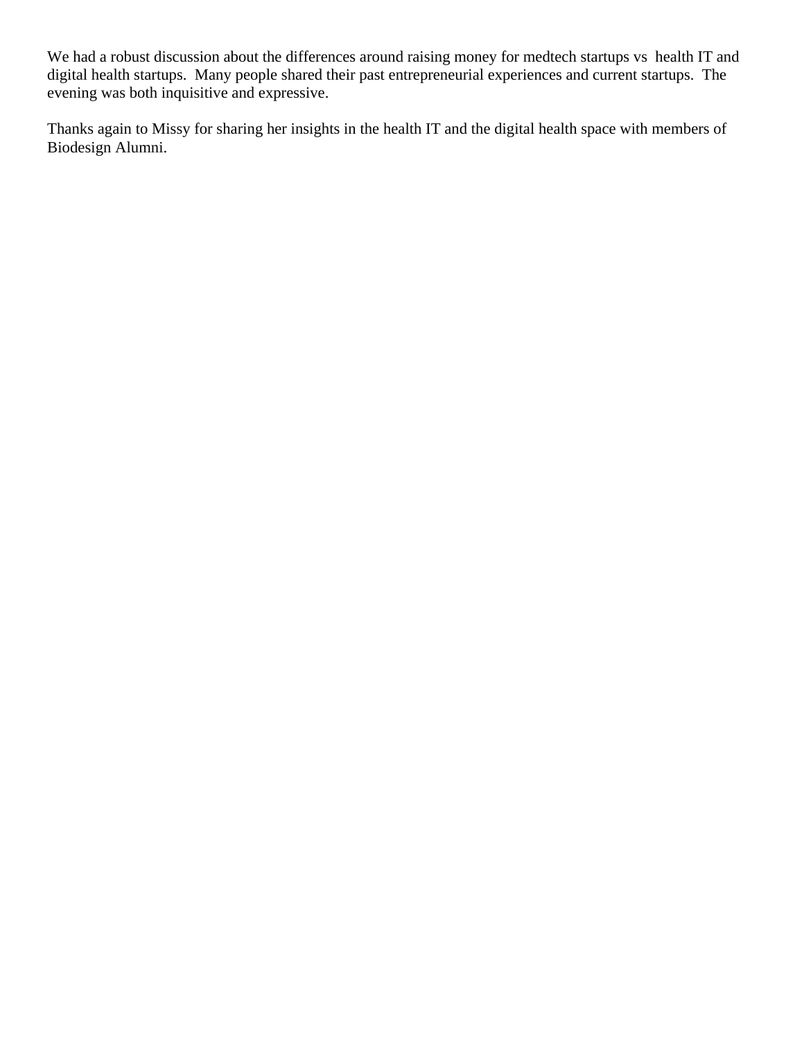We had a robust discussion about the differences around raising money for medtech startups vs health IT and digital health startups. Many people shared their past entrepreneurial experiences and current startups. The evening was both inquisitive and expressive.

Thanks again to Missy for sharing her insights in the health IT and the digital health space with members of Biodesign Alumni.